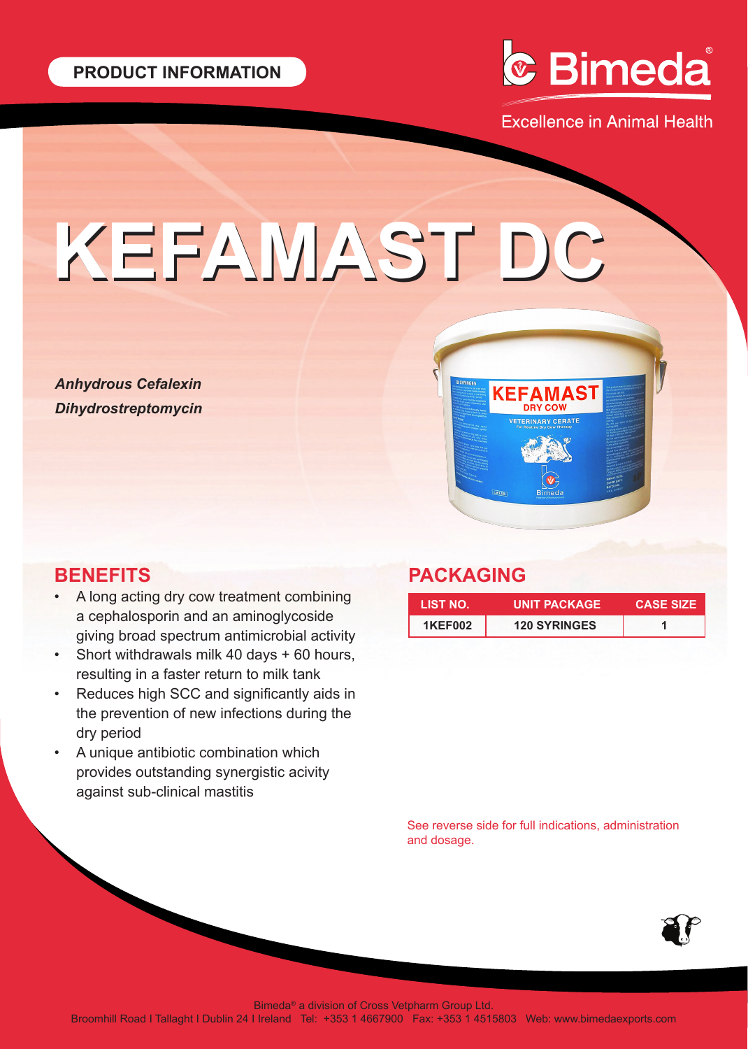PRODUCT INFORMATION

Bimeda®

Excellence in Animal Health

# KEFAMAST DC

***Anhydrous Cefalexin***

***Dihydrostreptomycin***

## BENEFITS

- A long acting dry cow treatment combining a cephalosporin and an aminoglycoside giving broad spectrum antimicrobial activity
- Short withdrawals milk 40 days + 60 hours, resulting in a faster return to milk tank
- Reduces high SCC and significantly aids in the prevention of new infections during the dry period
- A unique antibiotic combination which provides outstanding synergistic acivity against sub-clinical mastitis

## PACKAGING

| LIST NO. | UNIT PACKAGE | CASE SIZE |
|---|---|---|
| 1KEF002 | 120 SYRINGES | 1 |

See reverse side for full indications, administration and dosage.

Bimeda® a division of Cross Vetpharm Group Ltd.
Broomhill Road I Tallaght I Dublin 24 I Ireland Tel: +353 1 4667900 Fax: +353 1 4515803 Web: www.bimedaexports.com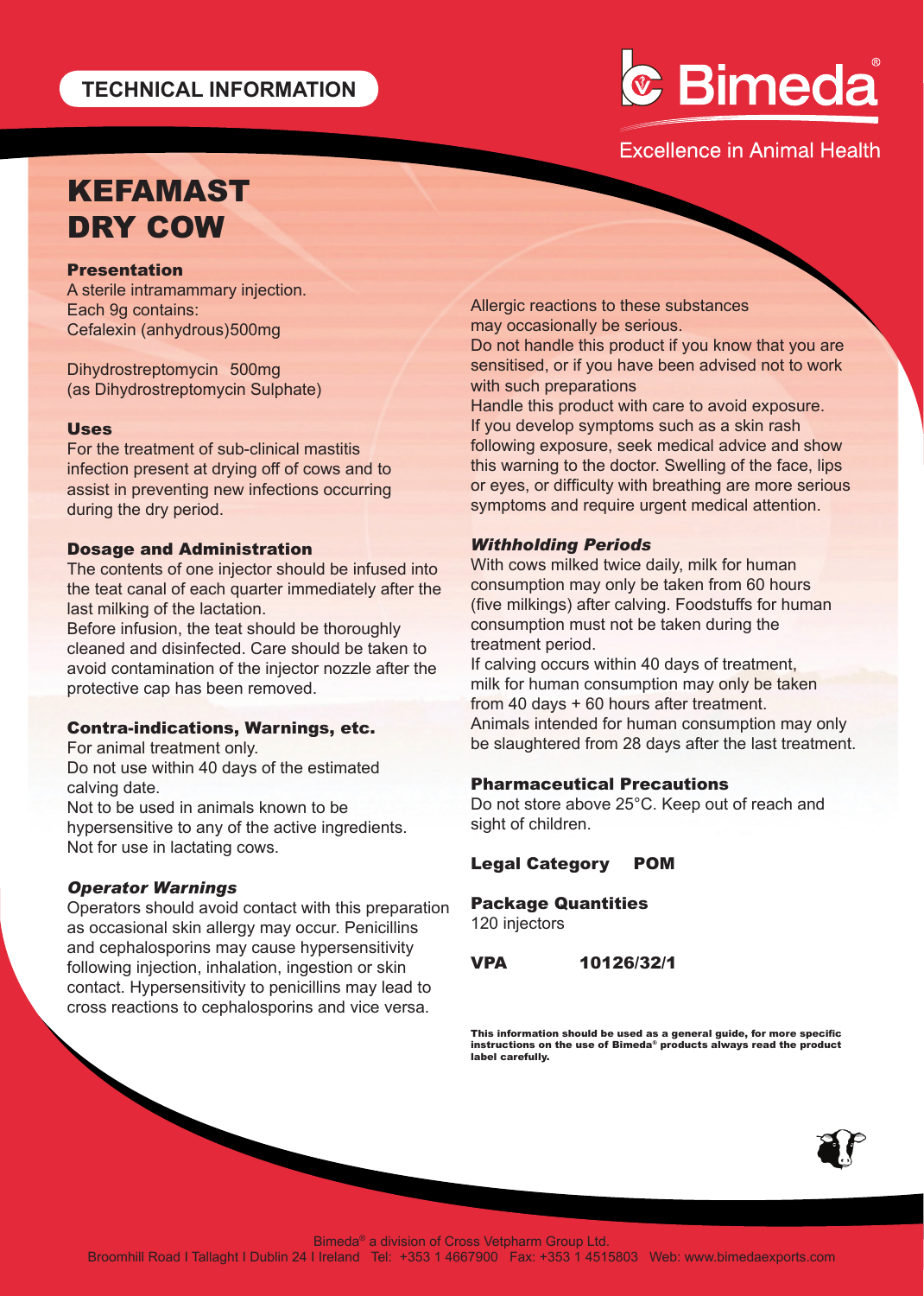TECHNICAL INFORMATION

Bimeda®

Excellence in Animal Health

# KEFAMAST DRY COW

### Presentation

A sterile intramammary injection.
Each 9g contains:
Cefalexin (anhydrous)500mg

Dihydrostreptomycin 500mg
(as Dihydrostreptomycin Sulphate)

### Uses

For the treatment of sub-clinical mastitis infection present at drying off of cows and to assist in preventing new infections occurring during the dry period.

### Dosage and Administration

The contents of one injector should be infused into the teat canal of each quarter immediately after the last milking of the lactation.
Before infusion, the teat should be thoroughly cleaned and disinfected. Care should be taken to avoid contamination of the injector nozzle after the protective cap has been removed.

### Contra-indications, Warnings, etc.

For animal treatment only.
Do not use within 40 days of the estimated calving date.
Not to be used in animals known to be hypersensitive to any of the active ingredients.
Not for use in lactating cows.

### *Operator Warnings*

Operators should avoid contact with this preparation as occasional skin allergy may occur. Penicillins and cephalosporins may cause hypersensitivity following injection, inhalation, ingestion or skin contact. Hypersensitivity to penicillins may lead to cross reactions to cephalosporins and vice versa.

Allergic reactions to these substances may occasionally be serious.
Do not handle this product if you know that you are sensitised, or if you have been advised not to work with such preparations
Handle this product with care to avoid exposure.
If you develop symptoms such as a skin rash following exposure, seek medical advice and show this warning to the doctor. Swelling of the face, lips or eyes, or difficulty with breathing are more serious symptoms and require urgent medical attention.

### *Withholding Periods*

With cows milked twice daily, milk for human consumption may only be taken from 60 hours (five milkings) after calving. Foodstuffs for human consumption must not be taken during the treatment period.
If calving occurs within 40 days of treatment, milk for human consumption may only be taken from 40 days + 60 hours after treatment.
Animals intended for human consumption may only be slaughtered from 28 days after the last treatment.

### Pharmaceutical Precautions

Do not store above 25°C. Keep out of reach and sight of children.

**Legal Category** **POM**

### Package Quantities

120 injectors

**VPA** **10126/32/1**

**This information should be used as a general guide, for more specific instructions on the use of Bimeda® products always read the product label carefully.**

Bimeda® a division of Cross Vetpharm Group Ltd.
Broomhill Road I Tallaght I Dublin 24 I Ireland Tel: +353 1 4667900 Fax: +353 1 4515803 Web: www.bimedaexports.com